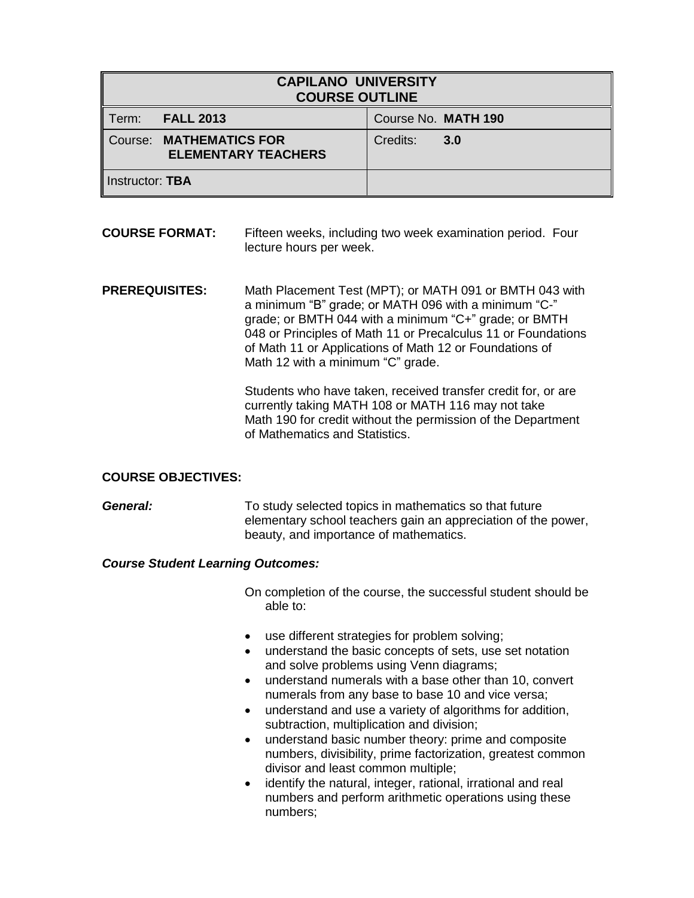| CAPILANO UNIVERSITY<br>COURSE OUTLINE | |
|---|---|
| Term: **FALL 2013** | Course No. **MATH 190** |
| Course: **MATHEMATICS FOR ELEMENTARY TEACHERS** | Credits: **3.0** |
| Instructor: **TBA** | |

**COURSE FORMAT:** Fifteen weeks, including two week examination period. Four lecture hours per week.

**PREREQUISITES:** Math Placement Test (MPT); or MATH 091 or BMTH 043 with a minimum "B" grade; or MATH 096 with a minimum "C-" grade; or BMTH 044 with a minimum "C+" grade; or BMTH 048 or Principles of Math 11 or Precalculus 11 or Foundations of Math 11 or Applications of Math 12 or Foundations of Math 12 with a minimum "C" grade.

Students who have taken, received transfer credit for, or are currently taking MATH 108 or MATH 116 may not take Math 190 for credit without the permission of the Department of Mathematics and Statistics.

**COURSE OBJECTIVES:**

***General:*** To study selected topics in mathematics so that future elementary school teachers gain an appreciation of the power, beauty, and importance of mathematics.

***Course Student Learning Outcomes:***

On completion of the course, the successful student should be able to:

- use different strategies for problem solving;
- understand the basic concepts of sets, use set notation and solve problems using Venn diagrams;
- understand numerals with a base other than 10, convert numerals from any base to base 10 and vice versa;
- understand and use a variety of algorithms for addition, subtraction, multiplication and division;
- understand basic number theory: prime and composite numbers, divisibility, prime factorization, greatest common divisor and least common multiple;
- identify the natural, integer, rational, irrational and real numbers and perform arithmetic operations using these numbers;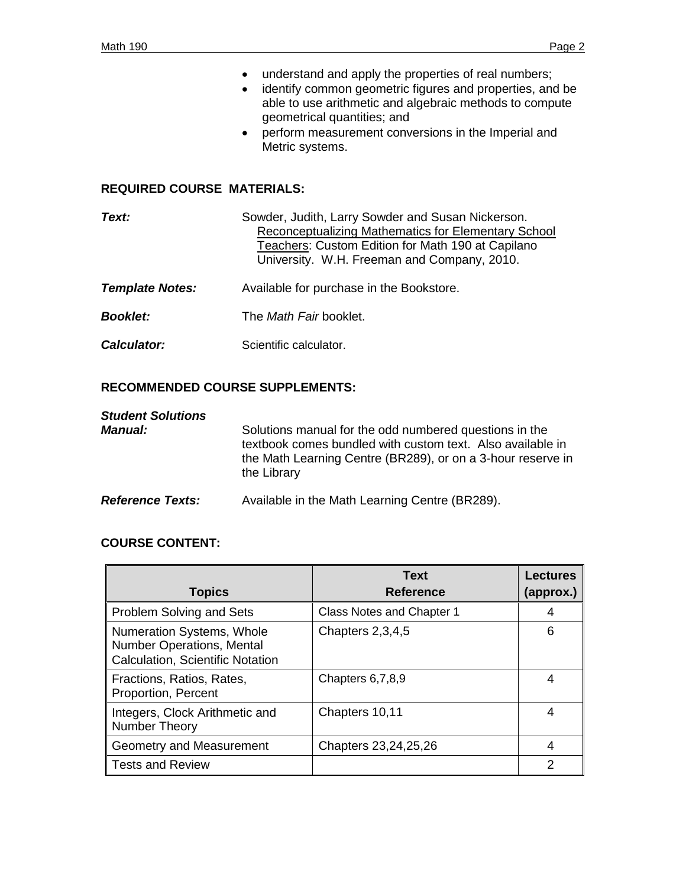- understand and apply the properties of real numbers;
- identify common geometric figures and properties, and be able to use arithmetic and algebraic methods to compute geometrical quantities; and
- perform measurement conversions in the Imperial and Metric systems.

## REQUIRED COURSE MATERIALS:

***Text:*** Sowder, Judith, Larry Sowder and Susan Nickerson. Reconceptualizing Mathematics for Elementary School Teachers: Custom Edition for Math 190 at Capilano University. W.H. Freeman and Company, 2010.

***Template Notes:*** Available for purchase in the Bookstore.

***Booklet:*** The *Math Fair* booklet.

***Calculator:*** Scientific calculator.

## RECOMMENDED COURSE SUPPLEMENTS:

***Student Solutions Manual:*** Solutions manual for the odd numbered questions in the textbook comes bundled with custom text. Also available in the Math Learning Centre (BR289), or on a 3-hour reserve in the Library

***Reference Texts:*** Available in the Math Learning Centre (BR289).

## COURSE CONTENT:

| Topics | Text Reference | Lectures (approx.) |
|---|---|---|
| Problem Solving and Sets | Class Notes and Chapter 1 | 4 |
| Numeration Systems, Whole Number Operations, Mental Calculation, Scientific Notation | Chapters 2,3,4,5 | 6 |
| Fractions, Ratios, Rates, Proportion, Percent | Chapters 6,7,8,9 | 4 |
| Integers, Clock Arithmetic and Number Theory | Chapters 10,11 | 4 |
| Geometry and Measurement | Chapters 23,24,25,26 | 4 |
| Tests and Review | | 2 |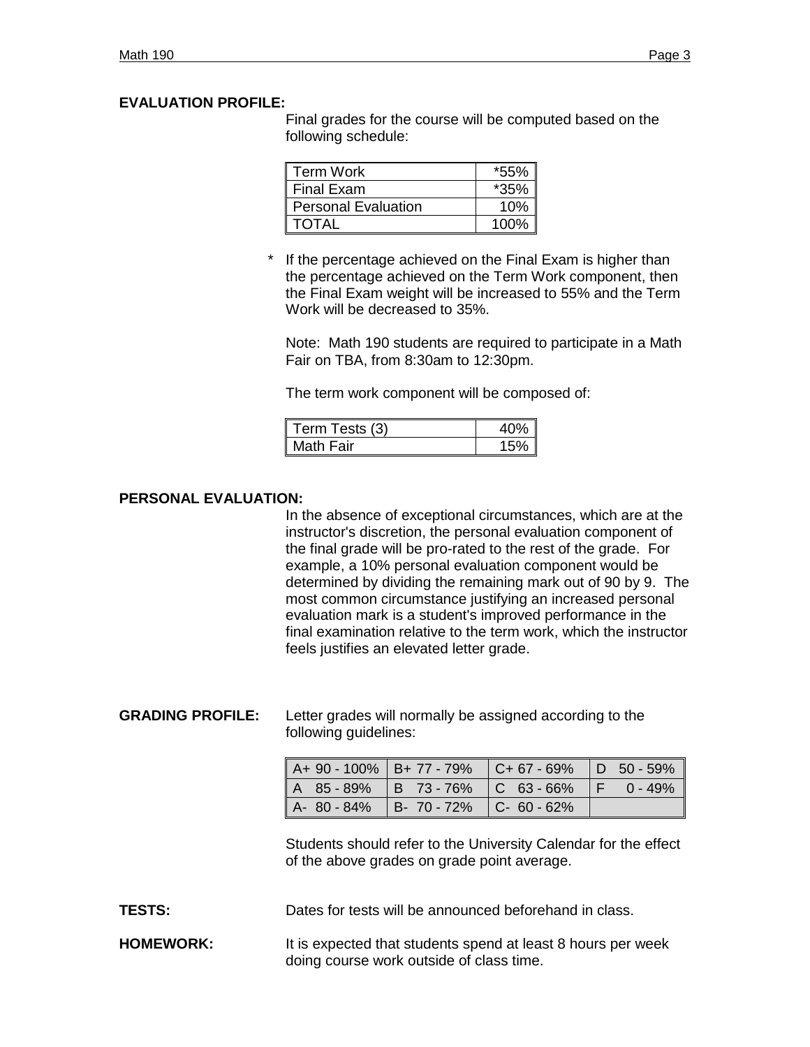**EVALUATION PROFILE:**

Final grades for the course will be computed based on the following schedule:

| Component | Weight |
|---|---|
| Term Work | *55% |
| Final Exam | *35% |
| Personal Evaluation | 10% |
| TOTAL | 100% |

\* If the percentage achieved on the Final Exam is higher than the percentage achieved on the Term Work component, then the Final Exam weight will be increased to 55% and the Term Work will be decreased to 35%.

Note: Math 190 students are required to participate in a Math Fair on TBA, from 8:30am to 12:30pm.

The term work component will be composed of:

| Component | Weight |
|---|---|
| Term Tests (3) | 40% |
| Math Fair | 15% |

**PERSONAL EVALUATION:**

In the absence of exceptional circumstances, which are at the instructor's discretion, the personal evaluation component of the final grade will be pro-rated to the rest of the grade. For example, a 10% personal evaluation component would be determined by dividing the remaining mark out of 90 by 9. The most common circumstance justifying an increased personal evaluation mark is a student's improved performance in the final examination relative to the term work, which the instructor feels justifies an elevated letter grade.

**GRADING PROFILE:** Letter grades will normally be assigned according to the following guidelines:

| | | | |
|---|---|---|---|
| A+ 90 - 100% | B+ 77 - 79% | C+ 67 - 69% | D 50 - 59% |
| A 85 - 89% | B 73 - 76% | C 63 - 66% | F 0 - 49% |
| A- 80 - 84% | B- 70 - 72% | C- 60 - 62% | |

Students should refer to the University Calendar for the effect of the above grades on grade point average.

**TESTS:** Dates for tests will be announced beforehand in class.

**HOMEWORK:** It is expected that students spend at least 8 hours per week doing course work outside of class time.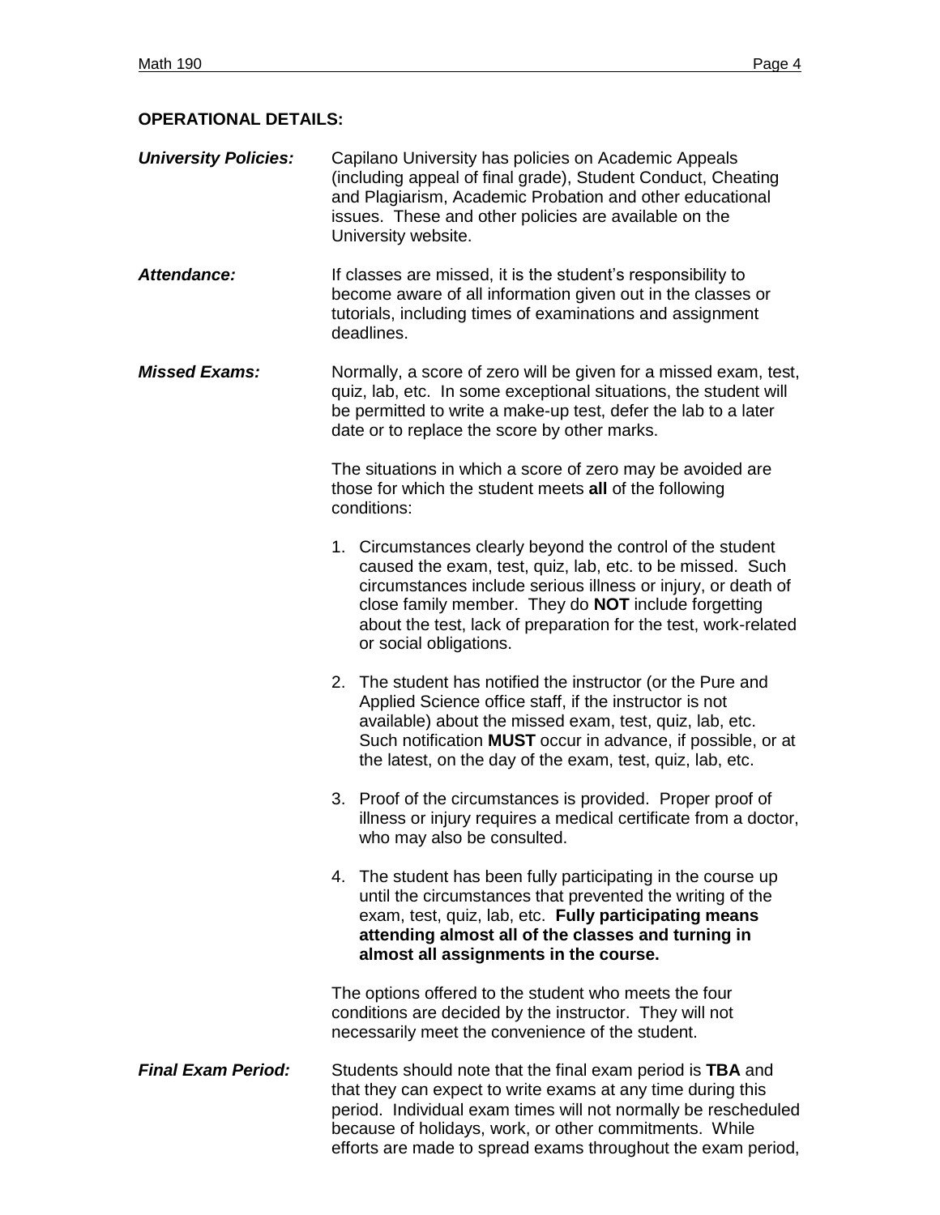**OPERATIONAL DETAILS:**

***University Policies:*** Capilano University has policies on Academic Appeals (including appeal of final grade), Student Conduct, Cheating and Plagiarism, Academic Probation and other educational issues. These and other policies are available on the University website.

***Attendance:*** If classes are missed, it is the student's responsibility to become aware of all information given out in the classes or tutorials, including times of examinations and assignment deadlines.

***Missed Exams:*** Normally, a score of zero will be given for a missed exam, test, quiz, lab, etc. In some exceptional situations, the student will be permitted to write a make-up test, defer the lab to a later date or to replace the score by other marks.

The situations in which a score of zero may be avoided are those for which the student meets **all** of the following conditions:

1. Circumstances clearly beyond the control of the student caused the exam, test, quiz, lab, etc. to be missed. Such circumstances include serious illness or injury, or death of close family member. They do **NOT** include forgetting about the test, lack of preparation for the test, work-related or social obligations.

2. The student has notified the instructor (or the Pure and Applied Science office staff, if the instructor is not available) about the missed exam, test, quiz, lab, etc. Such notification **MUST** occur in advance, if possible, or at the latest, on the day of the exam, test, quiz, lab, etc.

3. Proof of the circumstances is provided. Proper proof of illness or injury requires a medical certificate from a doctor, who may also be consulted.

4. The student has been fully participating in the course up until the circumstances that prevented the writing of the exam, test, quiz, lab, etc. **Fully participating means attending almost all of the classes and turning in almost all assignments in the course.**

The options offered to the student who meets the four conditions are decided by the instructor. They will not necessarily meet the convenience of the student.

***Final Exam Period:*** Students should note that the final exam period is **TBA** and that they can expect to write exams at any time during this period. Individual exam times will not normally be rescheduled because of holidays, work, or other commitments. While efforts are made to spread exams throughout the exam period,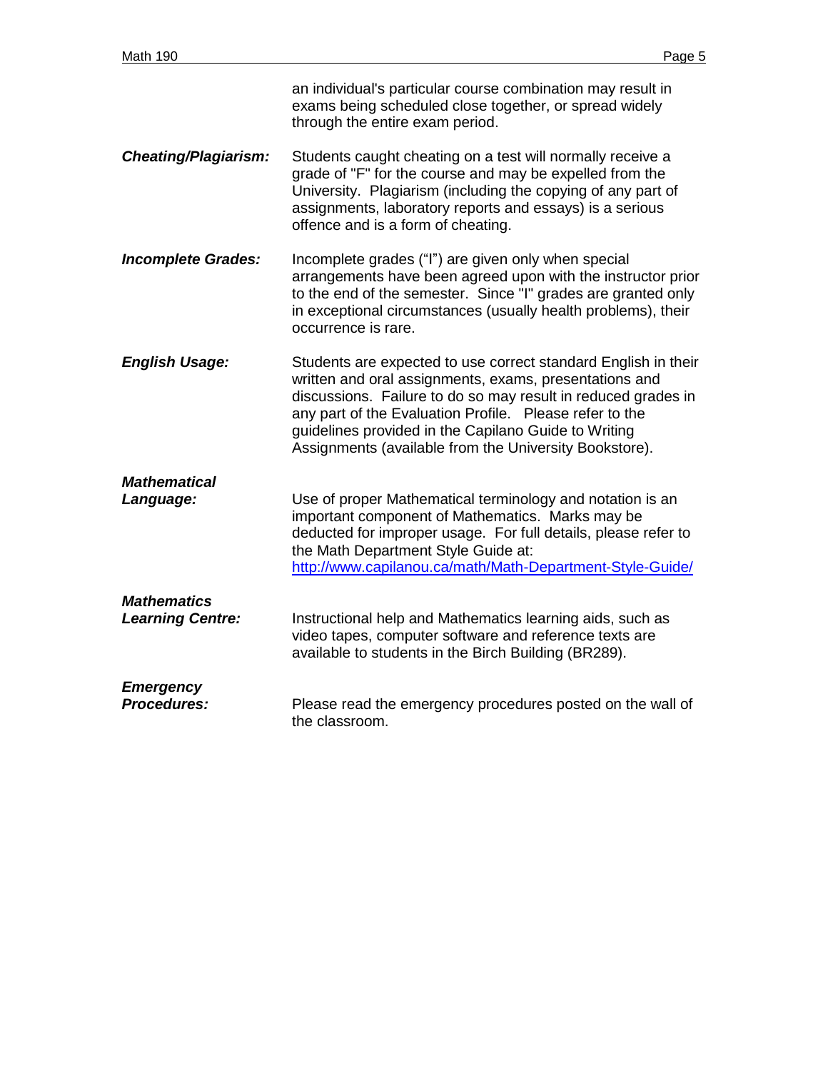an individual's particular course combination may result in exams being scheduled close together, or spread widely through the entire exam period.

***Cheating/Plagiarism:*** Students caught cheating on a test will normally receive a grade of "F" for the course and may be expelled from the University. Plagiarism (including the copying of any part of assignments, laboratory reports and essays) is a serious offence and is a form of cheating.

***Incomplete Grades:*** Incomplete grades ("I") are given only when special arrangements have been agreed upon with the instructor prior to the end of the semester. Since "I" grades are granted only in exceptional circumstances (usually health problems), their occurrence is rare.

***English Usage:*** Students are expected to use correct standard English in their written and oral assignments, exams, presentations and discussions. Failure to do so may result in reduced grades in any part of the Evaluation Profile. Please refer to the guidelines provided in the Capilano Guide to Writing Assignments (available from the University Bookstore).

***Mathematical Language:*** Use of proper Mathematical terminology and notation is an important component of Mathematics. Marks may be deducted for improper usage. For full details, please refer to the Math Department Style Guide at: [http://www.capilanou.ca/math/Math-Department-Style-Guide/](http://www.capilanou.ca/math/Math-Department-Style-Guide/)

***Mathematics Learning Centre:*** Instructional help and Mathematics learning aids, such as video tapes, computer software and reference texts are available to students in the Birch Building (BR289).

***Emergency Procedures:*** Please read the emergency procedures posted on the wall of the classroom.